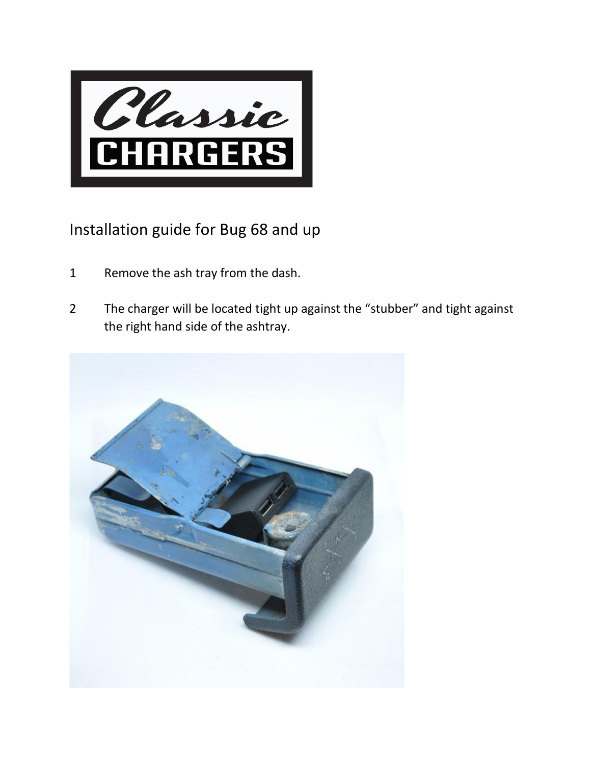# Classic CHARGERS

## Installation guide for Bug 68 and up

1. Remove the ash tray from the dash.

2. The charger will be located tight up against the "stubber" and tight against the right hand side of the ashtray.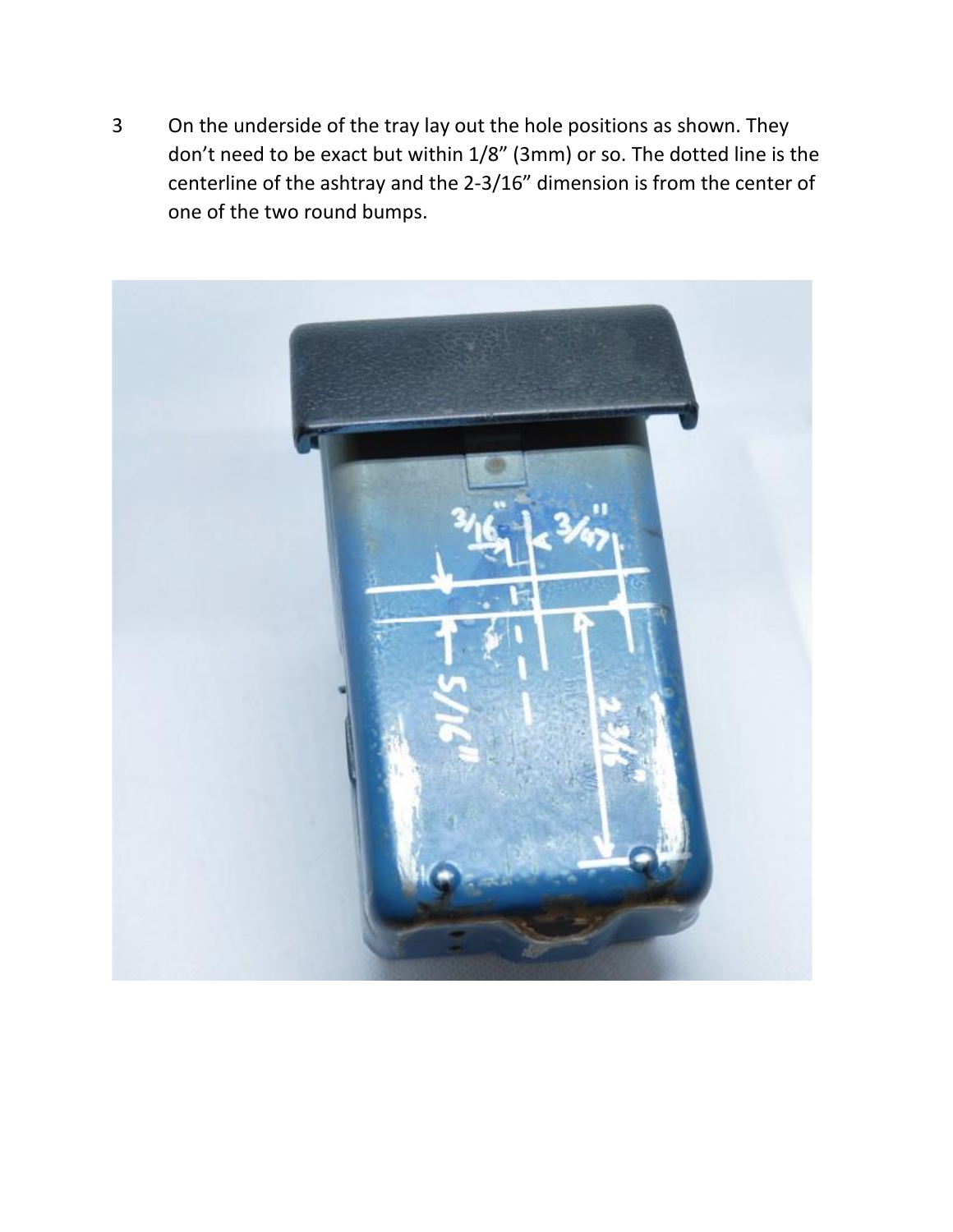3 On the underside of the tray lay out the hole positions as shown. They don't need to be exact but within 1/8" (3mm) or so. The dotted line is the centerline of the ashtray and the 2-3/16" dimension is from the center of one of the two round bumps.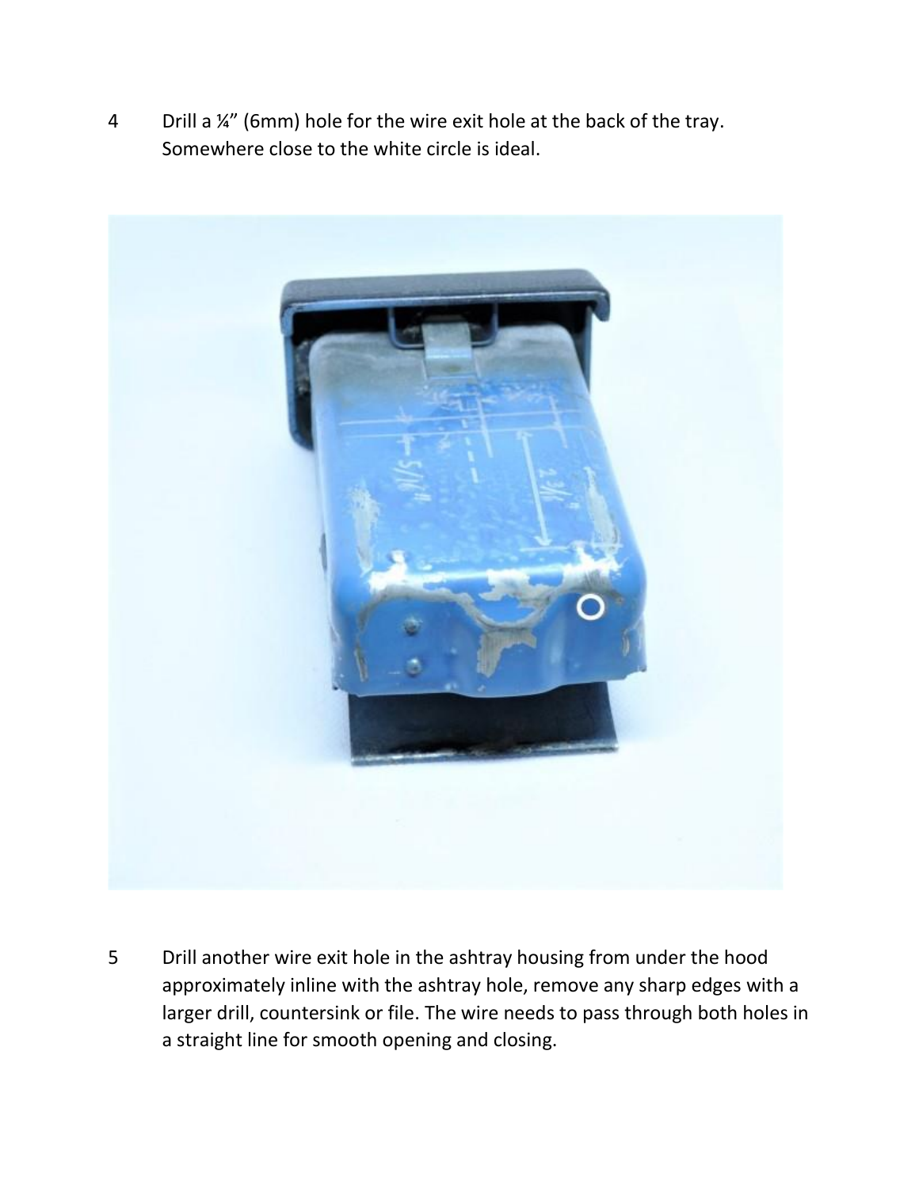4 Drill a ¼" (6mm) hole for the wire exit hole at the back of the tray. Somewhere close to the white circle is ideal.

5 Drill another wire exit hole in the ashtray housing from under the hood approximately inline with the ashtray hole, remove any sharp edges with a larger drill, countersink or file. The wire needs to pass through both holes in a straight line for smooth opening and closing.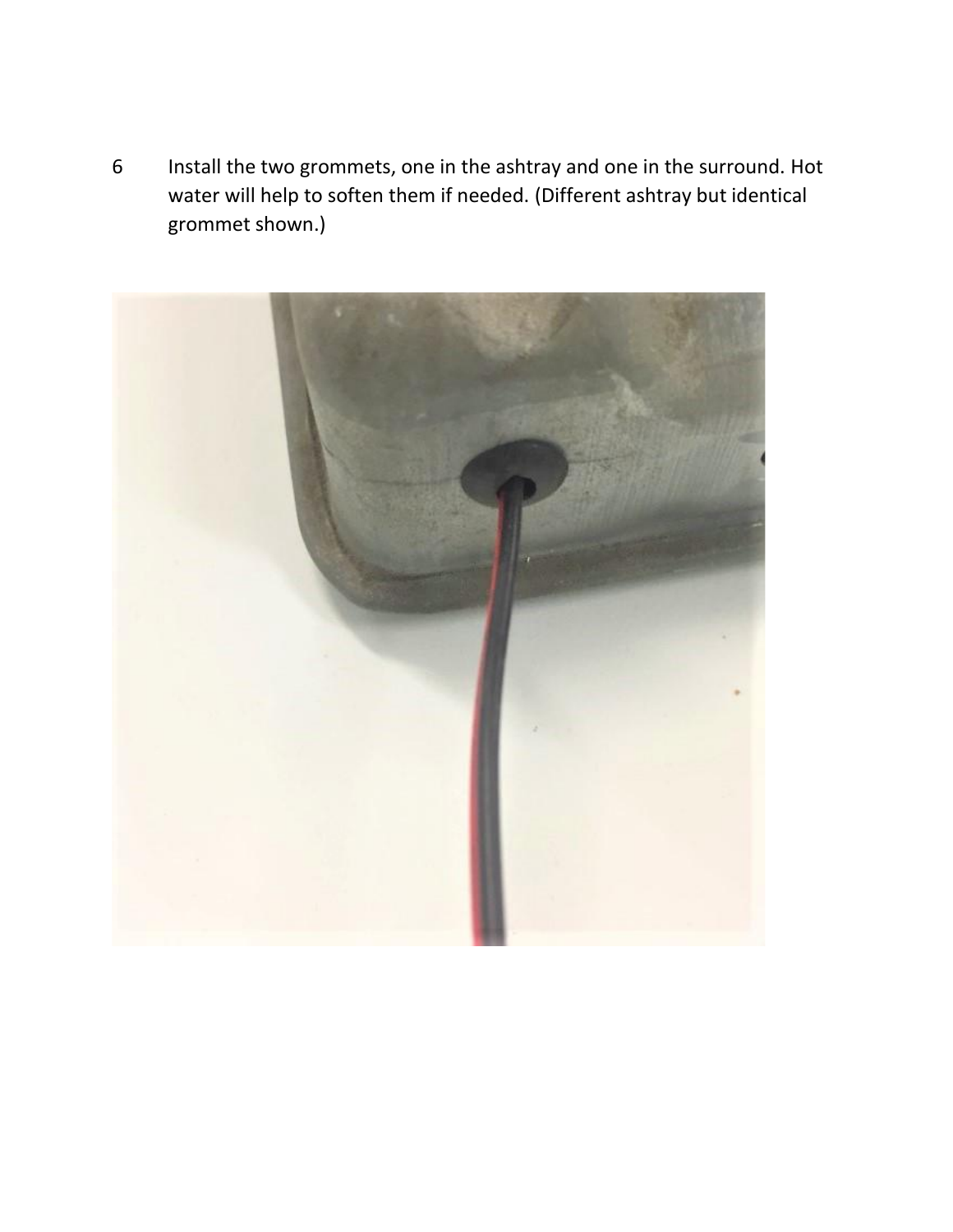6 Install the two grommets, one in the ashtray and one in the surround. Hot water will help to soften them if needed. (Different ashtray but identical grommet shown.)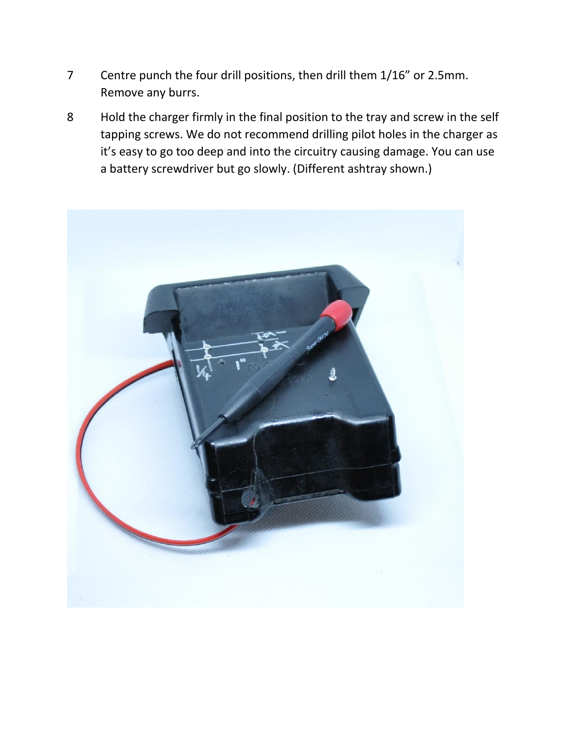7 Centre punch the four drill positions, then drill them 1/16" or 2.5mm. Remove any burrs.

8 Hold the charger firmly in the final position to the tray and screw in the self tapping screws. We do not recommend drilling pilot holes in the charger as it's easy to go too deep and into the circuitry causing damage. You can use a battery screwdriver but go slowly. (Different ashtray shown.)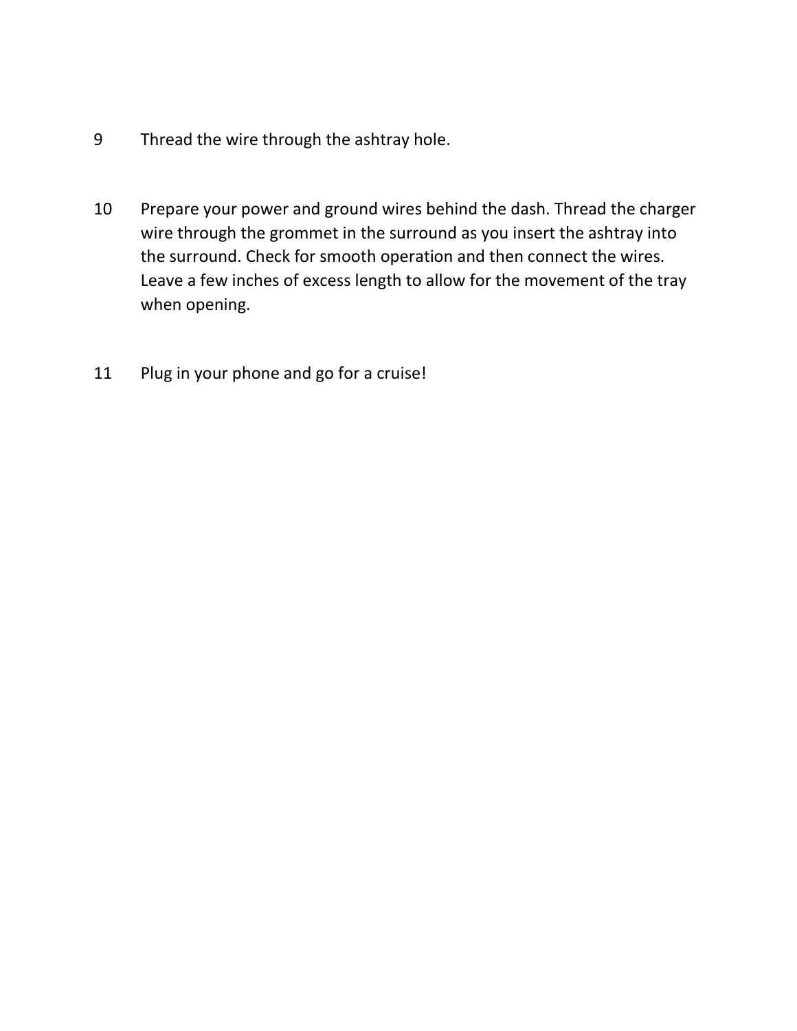9. Thread the wire through the ashtray hole.

10. Prepare your power and ground wires behind the dash. Thread the charger wire through the grommet in the surround as you insert the ashtray into the surround. Check for smooth operation and then connect the wires. Leave a few inches of excess length to allow for the movement of the tray when opening.

11. Plug in your phone and go for a cruise!